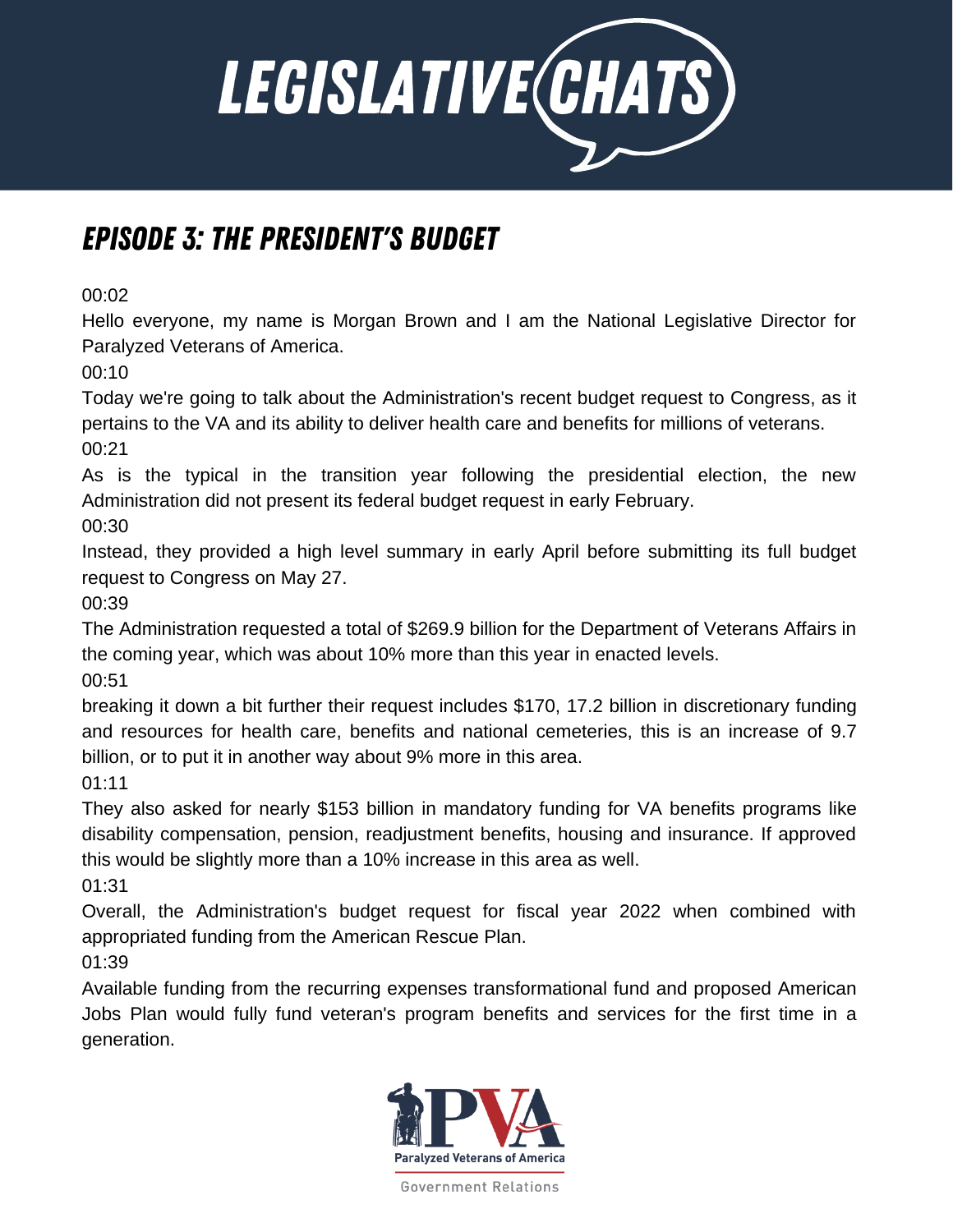# LEGISLATIVE CHATS

## EPISODE 3: THE PRESIDENT'S BUDGET

00:02

Hello everyone, my name is Morgan Brown and I am the National Legislative Director for Paralyzed Veterans of America.

00:10

Today we're going to talk about the Administration's recent budget request to Congress, as it pertains to the VA and its ability to deliver health care and benefits for millions of veterans.

00:21

As is the typical in the transition year following the presidential election, the new Administration did not present its federal budget request in early February.

00:30

Instead, they provided a high level summary in early April before submitting its full budget request to Congress on May 27.

00:39

The Administration requested a total of $269.9 billion for the Department of Veterans Affairs in the coming year, which was about 10% more than this year in enacted levels.

00:51

breaking it down a bit further their request includes $170, 17.2 billion in discretionary funding and resources for health care, benefits and national cemeteries, this is an increase of 9.7 billion, or to put it in another way about 9% more in this area.

01:11

They also asked for nearly $153 billion in mandatory funding for VA benefits programs like disability compensation, pension, readjustment benefits, housing and insurance. If approved this would be slightly more than a 10% increase in this area as well.

01:31

Overall, the Administration's budget request for fiscal year 2022 when combined with appropriated funding from the American Rescue Plan.

01:39

Available funding from the recurring expenses transformational fund and proposed American Jobs Plan would fully fund veteran's program benefits and services for the first time in a generation.

Paralyzed Veterans of America

Government Relations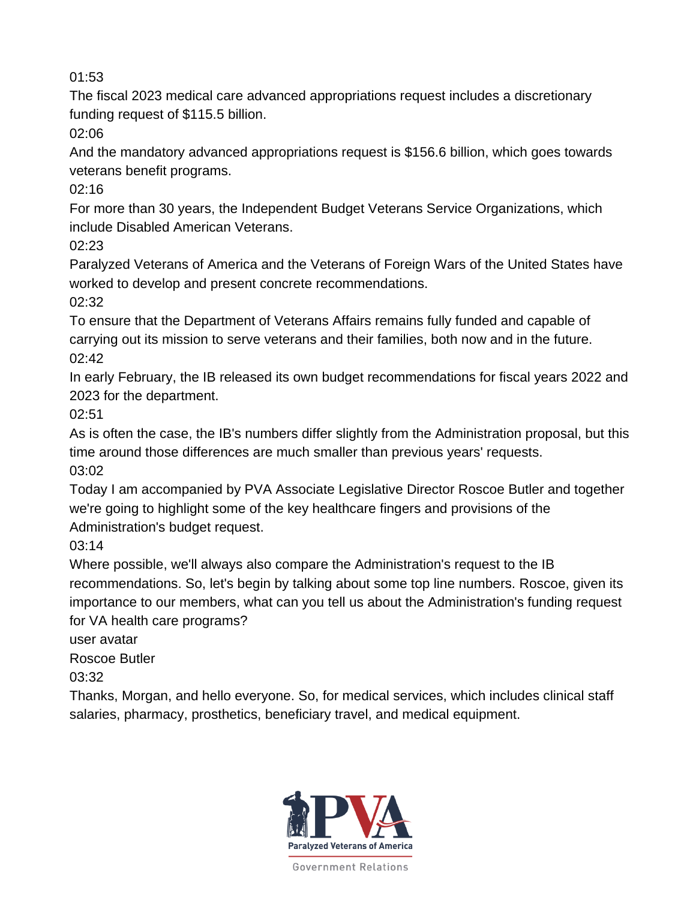01:53

The fiscal 2023 medical care advanced appropriations request includes a discretionary funding request of $115.5 billion.

02:06

And the mandatory advanced appropriations request is $156.6 billion, which goes towards veterans benefit programs.

02:16

For more than 30 years, the Independent Budget Veterans Service Organizations, which include Disabled American Veterans.

02:23

Paralyzed Veterans of America and the Veterans of Foreign Wars of the United States have worked to develop and present concrete recommendations.

02:32

To ensure that the Department of Veterans Affairs remains fully funded and capable of carrying out its mission to serve veterans and their families, both now and in the future.

02:42

In early February, the IB released its own budget recommendations for fiscal years 2022 and 2023 for the department.

02:51

As is often the case, the IB's numbers differ slightly from the Administration proposal, but this time around those differences are much smaller than previous years' requests.

03:02

Today I am accompanied by PVA Associate Legislative Director Roscoe Butler and together we're going to highlight some of the key healthcare fingers and provisions of the Administration's budget request.

03:14

Where possible, we'll always also compare the Administration's request to the IB recommendations. So, let's begin by talking about some top line numbers. Roscoe, given its importance to our members, what can you tell us about the Administration's funding request for VA health care programs?

user avatar

Roscoe Butler

03:32

Thanks, Morgan, and hello everyone. So, for medical services, which includes clinical staff salaries, pharmacy, prosthetics, beneficiary travel, and medical equipment.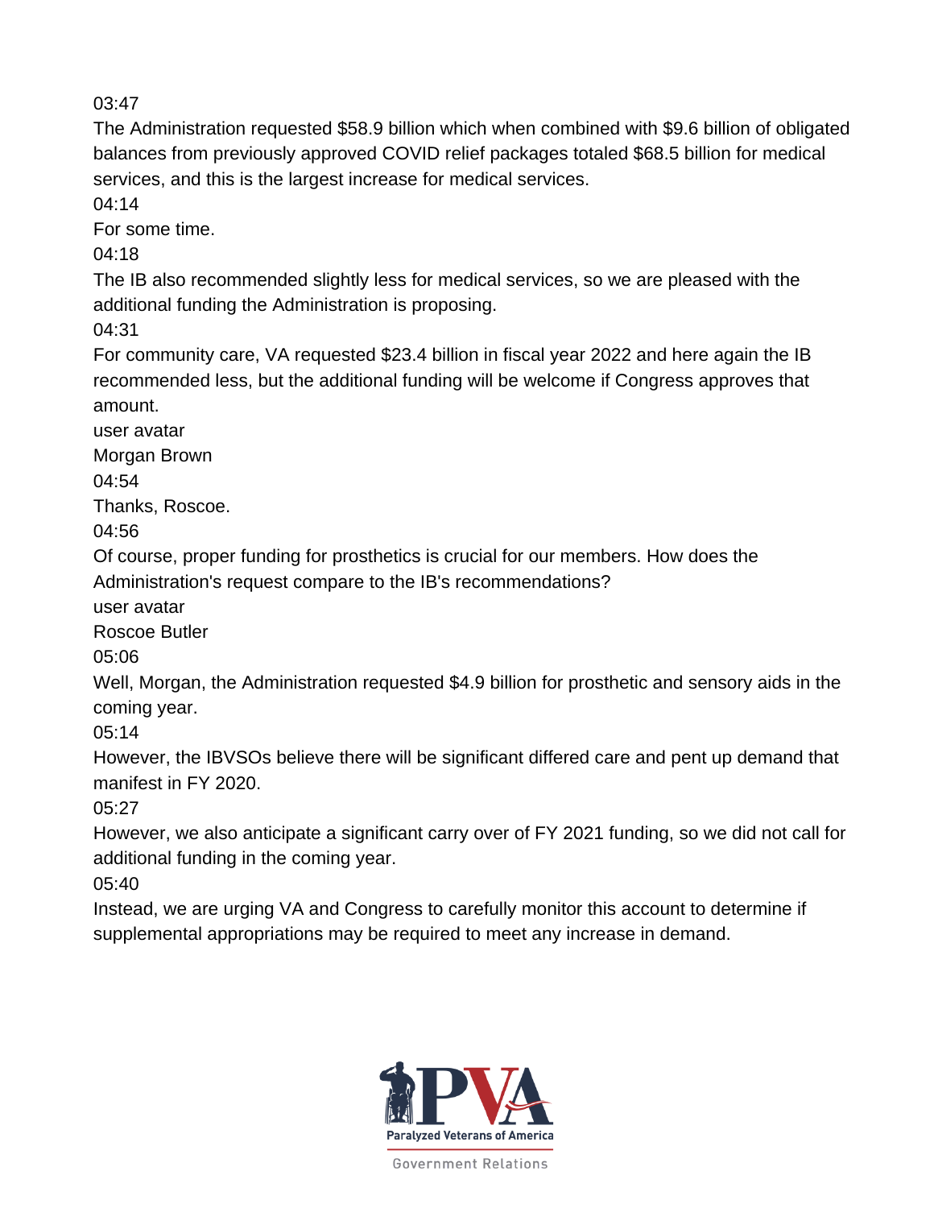03:47

The Administration requested $58.9 billion which when combined with $9.6 billion of obligated balances from previously approved COVID relief packages totaled $68.5 billion for medical services, and this is the largest increase for medical services.

04:14

For some time.

04:18

The IB also recommended slightly less for medical services, so we are pleased with the additional funding the Administration is proposing.

04:31

For community care, VA requested $23.4 billion in fiscal year 2022 and here again the IB recommended less, but the additional funding will be welcome if Congress approves that amount.

user avatar

Morgan Brown

04:54

Thanks, Roscoe.

04:56

Of course, proper funding for prosthetics is crucial for our members. How does the Administration's request compare to the IB's recommendations?

user avatar

Roscoe Butler

05:06

Well, Morgan, the Administration requested $4.9 billion for prosthetic and sensory aids in the coming year.

05:14

However, the IBVSOs believe there will be significant differed care and pent up demand that manifest in FY 2020.

05:27

However, we also anticipate a significant carry over of FY 2021 funding, so we did not call for additional funding in the coming year.

05:40

Instead, we are urging VA and Congress to carefully monitor this account to determine if supplemental appropriations may be required to meet any increase in demand.

Paralyzed Veterans of America

Government Relations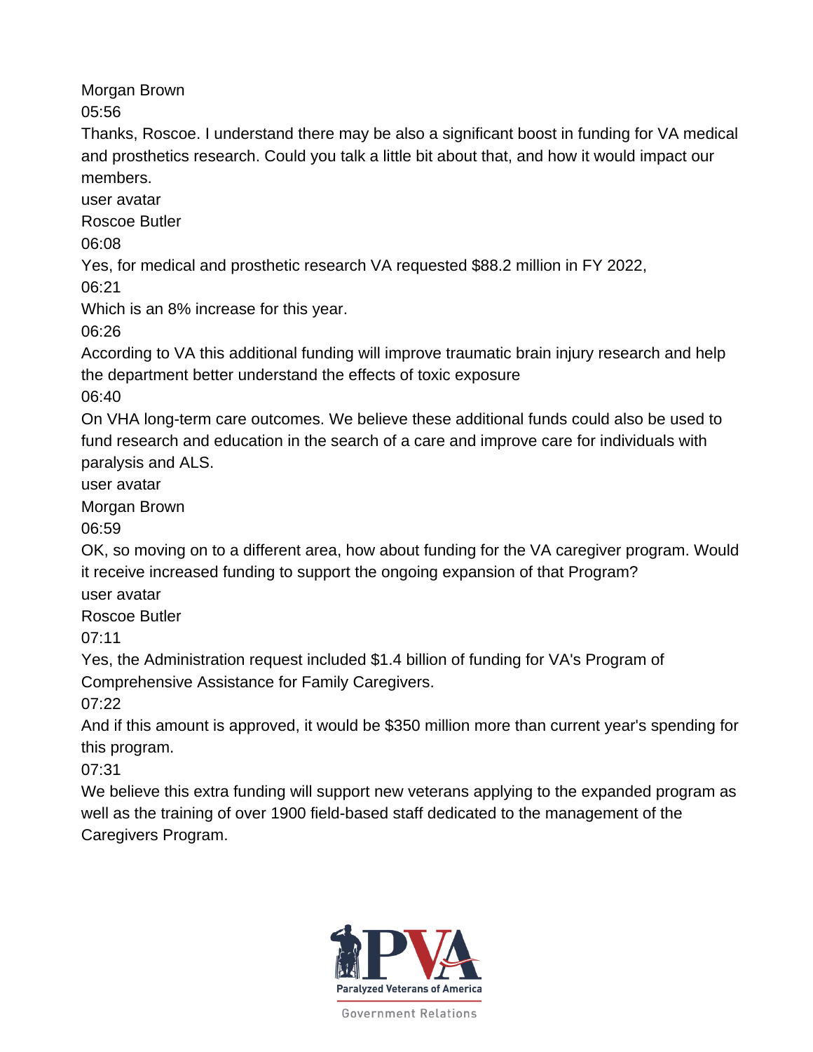Morgan Brown

05:56

Thanks, Roscoe. I understand there may be also a significant boost in funding for VA medical and prosthetics research. Could you talk a little bit about that, and how it would impact our members.

user avatar

Roscoe Butler

06:08

Yes, for medical and prosthetic research VA requested $88.2 million in FY 2022,

06:21

Which is an 8% increase for this year.

06:26

According to VA this additional funding will improve traumatic brain injury research and help the department better understand the effects of toxic exposure

06:40

On VHA long-term care outcomes. We believe these additional funds could also be used to fund research and education in the search of a care and improve care for individuals with paralysis and ALS.

user avatar

Morgan Brown

06:59

OK, so moving on to a different area, how about funding for the VA caregiver program. Would it receive increased funding to support the ongoing expansion of that Program?

user avatar

Roscoe Butler

07:11

Yes, the Administration request included $1.4 billion of funding for VA's Program of Comprehensive Assistance for Family Caregivers.

07:22

And if this amount is approved, it would be $350 million more than current year's spending for this program.

07:31

We believe this extra funding will support new veterans applying to the expanded program as well as the training of over 1900 field-based staff dedicated to the management of the Caregivers Program.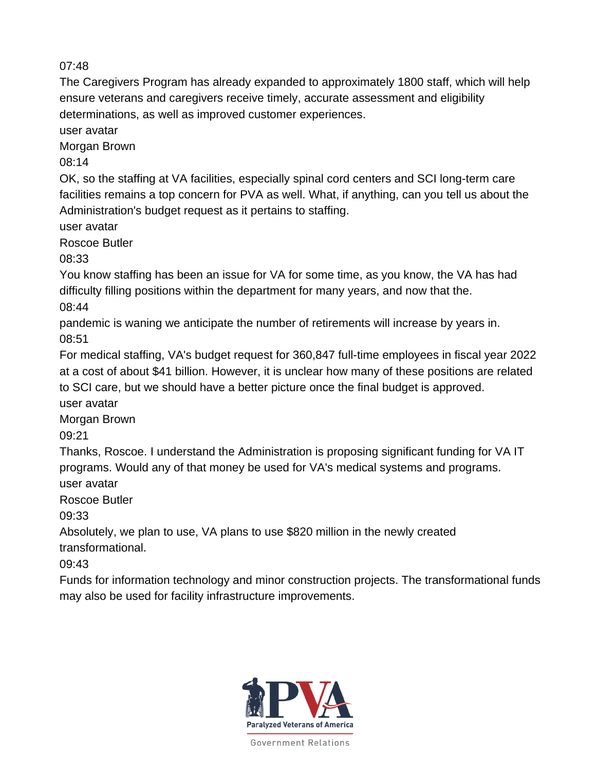07:48

The Caregivers Program has already expanded to approximately 1800 staff, which will help ensure veterans and caregivers receive timely, accurate assessment and eligibility determinations, as well as improved customer experiences.

user avatar

Morgan Brown

08:14

OK, so the staffing at VA facilities, especially spinal cord centers and SCI long-term care facilities remains a top concern for PVA as well. What, if anything, can you tell us about the Administration's budget request as it pertains to staffing.

user avatar

Roscoe Butler

08:33

You know staffing has been an issue for VA for some time, as you know, the VA has had difficulty filling positions within the department for many years, and now that the.

08:44

pandemic is waning we anticipate the number of retirements will increase by years in.

08:51

For medical staffing, VA's budget request for 360,847 full-time employees in fiscal year 2022 at a cost of about $41 billion. However, it is unclear how many of these positions are related to SCI care, but we should have a better picture once the final budget is approved.

user avatar

Morgan Brown

09:21

Thanks, Roscoe. I understand the Administration is proposing significant funding for VA IT programs. Would any of that money be used for VA's medical systems and programs.

user avatar

Roscoe Butler

09:33

Absolutely, we plan to use, VA plans to use $820 million in the newly created transformational.

09:43

Funds for information technology and minor construction projects. The transformational funds may also be used for facility infrastructure improvements.

Paralyzed Veterans of America

Government Relations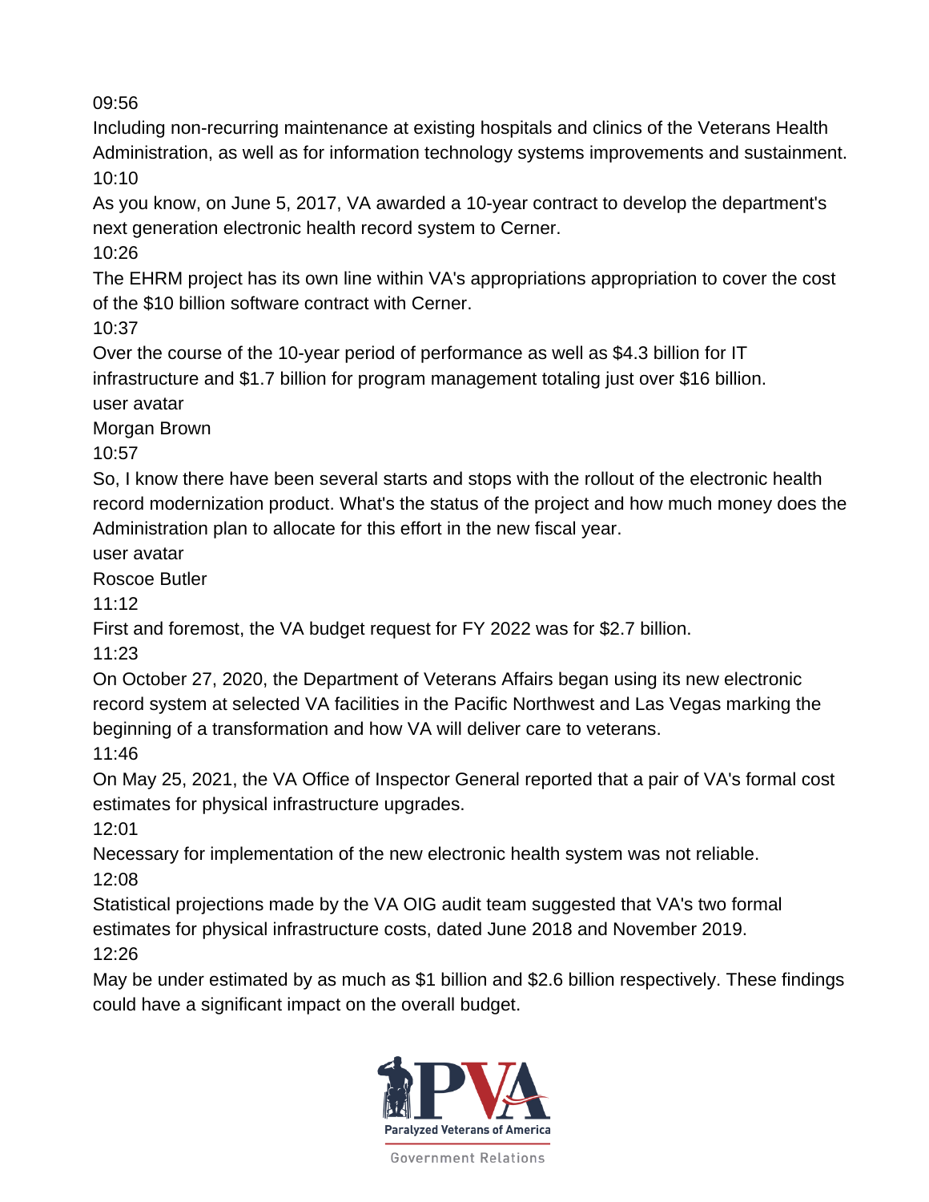09:56

Including non-recurring maintenance at existing hospitals and clinics of the Veterans Health Administration, as well as for information technology systems improvements and sustainment.

10:10

As you know, on June 5, 2017, VA awarded a 10-year contract to develop the department's next generation electronic health record system to Cerner.

10:26

The EHRM project has its own line within VA's appropriations appropriation to cover the cost of the $10 billion software contract with Cerner.

10:37

Over the course of the 10-year period of performance as well as $4.3 billion for IT infrastructure and $1.7 billion for program management totaling just over $16 billion.

user avatar

Morgan Brown

10:57

So, I know there have been several starts and stops with the rollout of the electronic health record modernization product. What's the status of the project and how much money does the Administration plan to allocate for this effort in the new fiscal year.

user avatar

Roscoe Butler

11:12

First and foremost, the VA budget request for FY 2022 was for $2.7 billion.

11:23

On October 27, 2020, the Department of Veterans Affairs began using its new electronic record system at selected VA facilities in the Pacific Northwest and Las Vegas marking the beginning of a transformation and how VA will deliver care to veterans.

11:46

On May 25, 2021, the VA Office of Inspector General reported that a pair of VA's formal cost estimates for physical infrastructure upgrades.

12:01

Necessary for implementation of the new electronic health system was not reliable.

12:08

Statistical projections made by the VA OIG audit team suggested that VA's two formal estimates for physical infrastructure costs, dated June 2018 and November 2019.

12:26

May be under estimated by as much as $1 billion and $2.6 billion respectively. These findings could have a significant impact on the overall budget.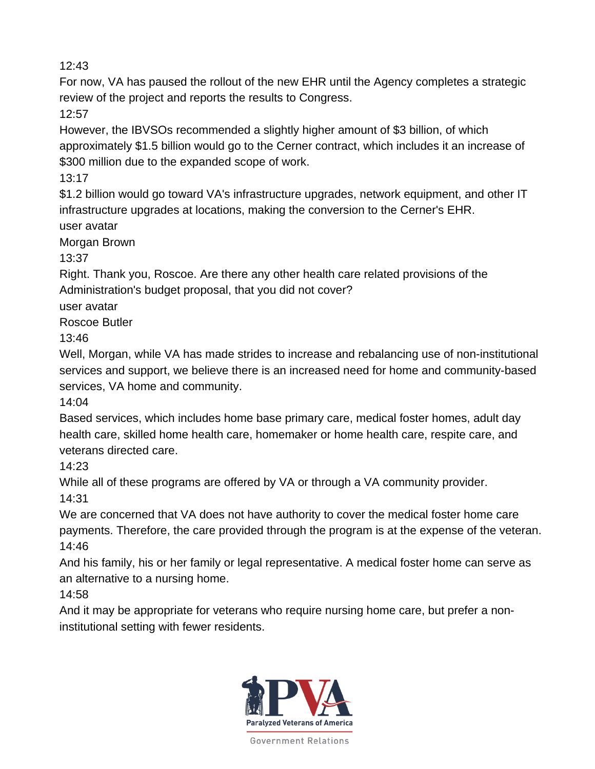12:43

For now, VA has paused the rollout of the new EHR until the Agency completes a strategic review of the project and reports the results to Congress.

12:57

However, the IBVSOs recommended a slightly higher amount of $3 billion, of which approximately $1.5 billion would go to the Cerner contract, which includes it an increase of $300 million due to the expanded scope of work.

13:17

$1.2 billion would go toward VA's infrastructure upgrades, network equipment, and other IT infrastructure upgrades at locations, making the conversion to the Cerner's EHR.

user avatar

Morgan Brown

13:37

Right. Thank you, Roscoe. Are there any other health care related provisions of the Administration's budget proposal, that you did not cover?

user avatar

Roscoe Butler

13:46

Well, Morgan, while VA has made strides to increase and rebalancing use of non-institutional services and support, we believe there is an increased need for home and community-based services, VA home and community.

14:04

Based services, which includes home base primary care, medical foster homes, adult day health care, skilled home health care, homemaker or home health care, respite care, and veterans directed care.

14:23

While all of these programs are offered by VA or through a VA community provider.

14:31

We are concerned that VA does not have authority to cover the medical foster home care payments. Therefore, the care provided through the program is at the expense of the veteran.

14:46

And his family, his or her family or legal representative. A medical foster home can serve as an alternative to a nursing home.

14:58

And it may be appropriate for veterans who require nursing home care, but prefer a non-institutional setting with fewer residents.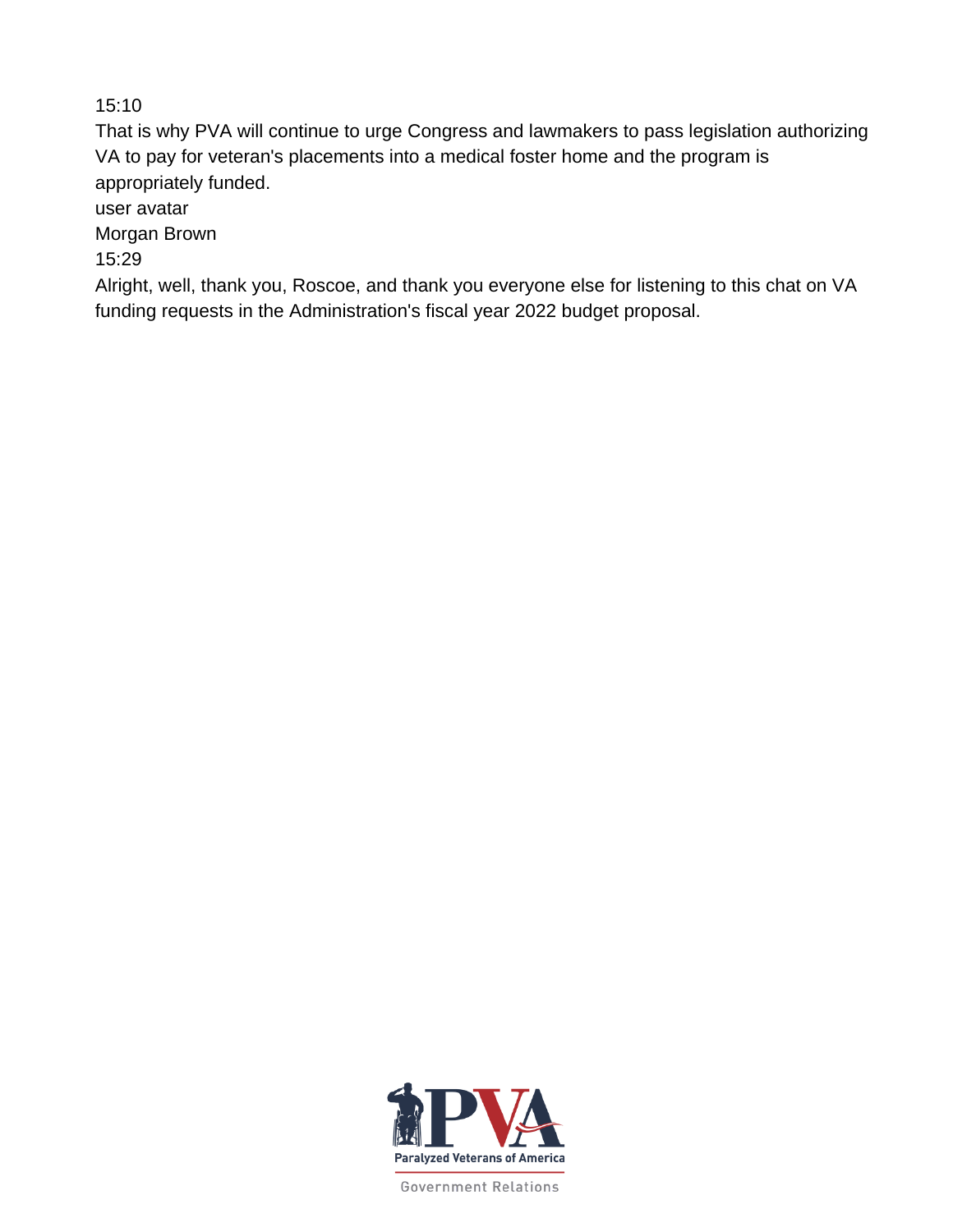15:10

That is why PVA will continue to urge Congress and lawmakers to pass legislation authorizing VA to pay for veteran's placements into a medical foster home and the program is appropriately funded.

user avatar

Morgan Brown

15:29

Alright, well, thank you, Roscoe, and thank you everyone else for listening to this chat on VA funding requests in the Administration's fiscal year 2022 budget proposal.